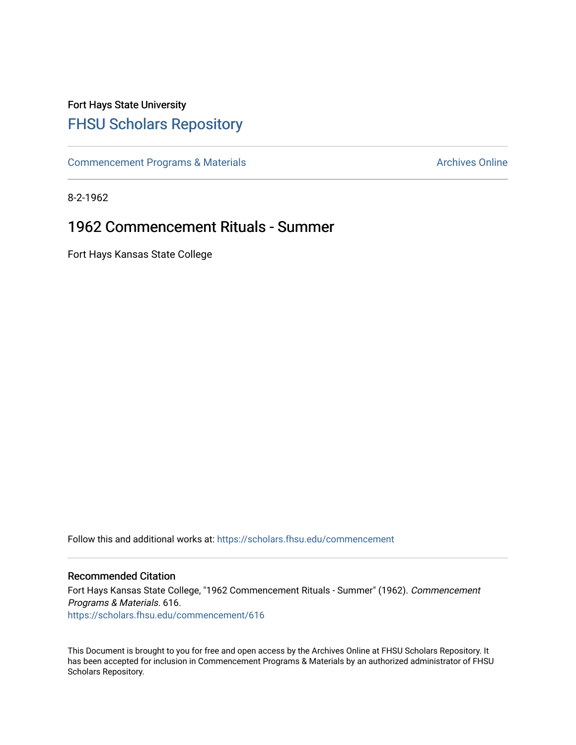Fort Hays State University

# FHSU Scholars Repository

Commencement Programs & Materials | Archives Online

8-2-1962

## 1962 Commencement Rituals - Summer

Fort Hays Kansas State College

Follow this and additional works at: https://scholars.fhsu.edu/commencement

### Recommended Citation

Fort Hays Kansas State College, "1962 Commencement Rituals - Summer" (1962). *Commencement Programs & Materials*. 616.
https://scholars.fhsu.edu/commencement/616

This Document is brought to you for free and open access by the Archives Online at FHSU Scholars Repository. It has been accepted for inclusion in Commencement Programs & Materials by an authorized administrator of FHSU Scholars Repository.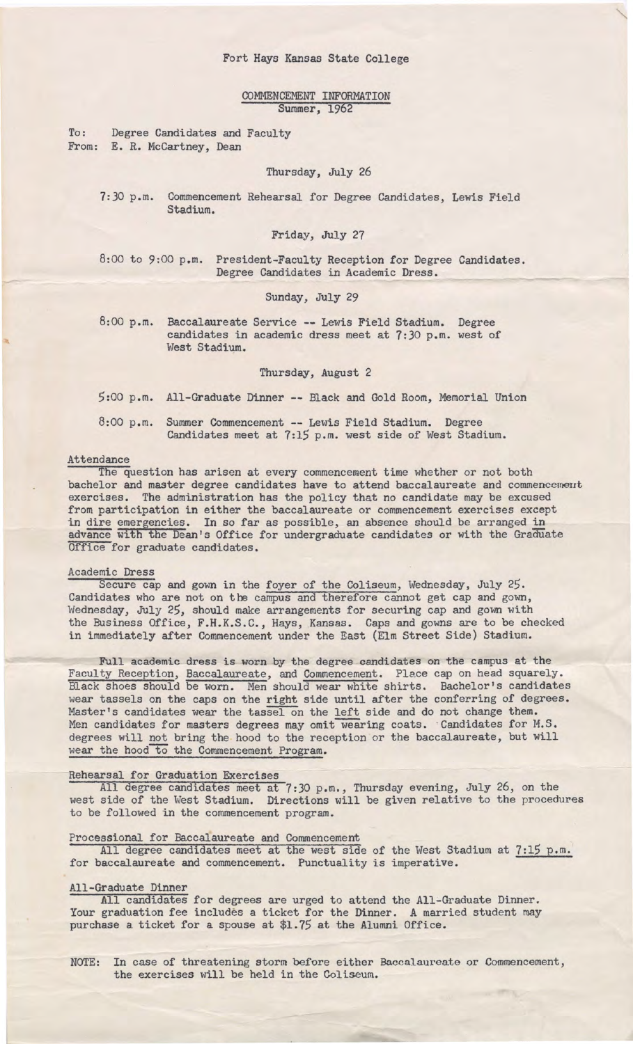Fort Hays Kansas State College

COMMENCEMENT INFORMATION
Summer, 1962

To: Degree Candidates and Faculty
From: E. R. McCartney, Dean

Thursday, July 26

7:30 p.m. Commencement Rehearsal for Degree Candidates, Lewis Field Stadium.

Friday, July 27

8:00 to 9:00 p.m. President-Faculty Reception for Degree Candidates. Degree Candidates in Academic Dress.

Sunday, July 29

8:00 p.m. Baccalaureate Service -- Lewis Field Stadium. Degree candidates in academic dress meet at 7:30 p.m. west of West Stadium.

Thursday, August 2

5:00 p.m. All-Graduate Dinner -- Black and Gold Room, Memorial Union

8:00 p.m. Summer Commencement -- Lewis Field Stadium. Degree Candidates meet at 7:15 p.m. west side of West Stadium.

Attendance

The question has arisen at every commencement time whether or not both bachelor and master degree candidates have to attend baccalaureate and commencement exercises. The administration has the policy that no candidate may be excused from participation in either the baccalaureate or commencement exercises except in dire emergencies. In so far as possible, an absence should be arranged in advance with the Dean's Office for undergraduate candidates or with the Graduate Office for graduate candidates.

Academic Dress

Secure cap and gown in the foyer of the Coliseum, Wednesday, July 25. Candidates who are not on the campus and therefore cannot get cap and gown, Wednesday, July 25, should make arrangements for securing cap and gown with the Business Office, F.H.K.S.C., Hays, Kansas. Caps and gowns are to be checked in immediately after Commencement under the East (Elm Street Side) Stadium.

Full academic dress is worn by the degree candidates on the campus at the Faculty Reception, Baccalaureate, and Commencement. Place cap on head squarely. Black shoes should be worn. Men should wear white shirts. Bachelor's candidates wear tassels on the caps on the right side until after the conferring of degrees. Master's candidates wear the tassel on the left side and do not change them. Men candidates for masters degrees may omit wearing coats. Candidates for M.S. degrees will not bring the hood to the reception or the baccalaureate, but will wear the hood to the Commencement Program.

Rehearsal for Graduation Exercises

All degree candidates meet at 7:30 p.m., Thursday evening, July 26, on the west side of the West Stadium. Directions will be given relative to the procedures to be followed in the commencement program.

Processional for Baccalaureate and Commencement

All degree candidates meet at the west side of the West Stadium at 7:15 p.m. for baccalaureate and commencement. Punctuality is imperative.

All-Graduate Dinner

All candidates for degrees are urged to attend the All-Graduate Dinner. Your graduation fee includes a ticket for the Dinner. A married student may purchase a ticket for a spouse at $1.75 at the Alumni Office.

NOTE: In case of threatening storm before either Baccalaureate or Commencement, the exercises will be held in the Coliseum.